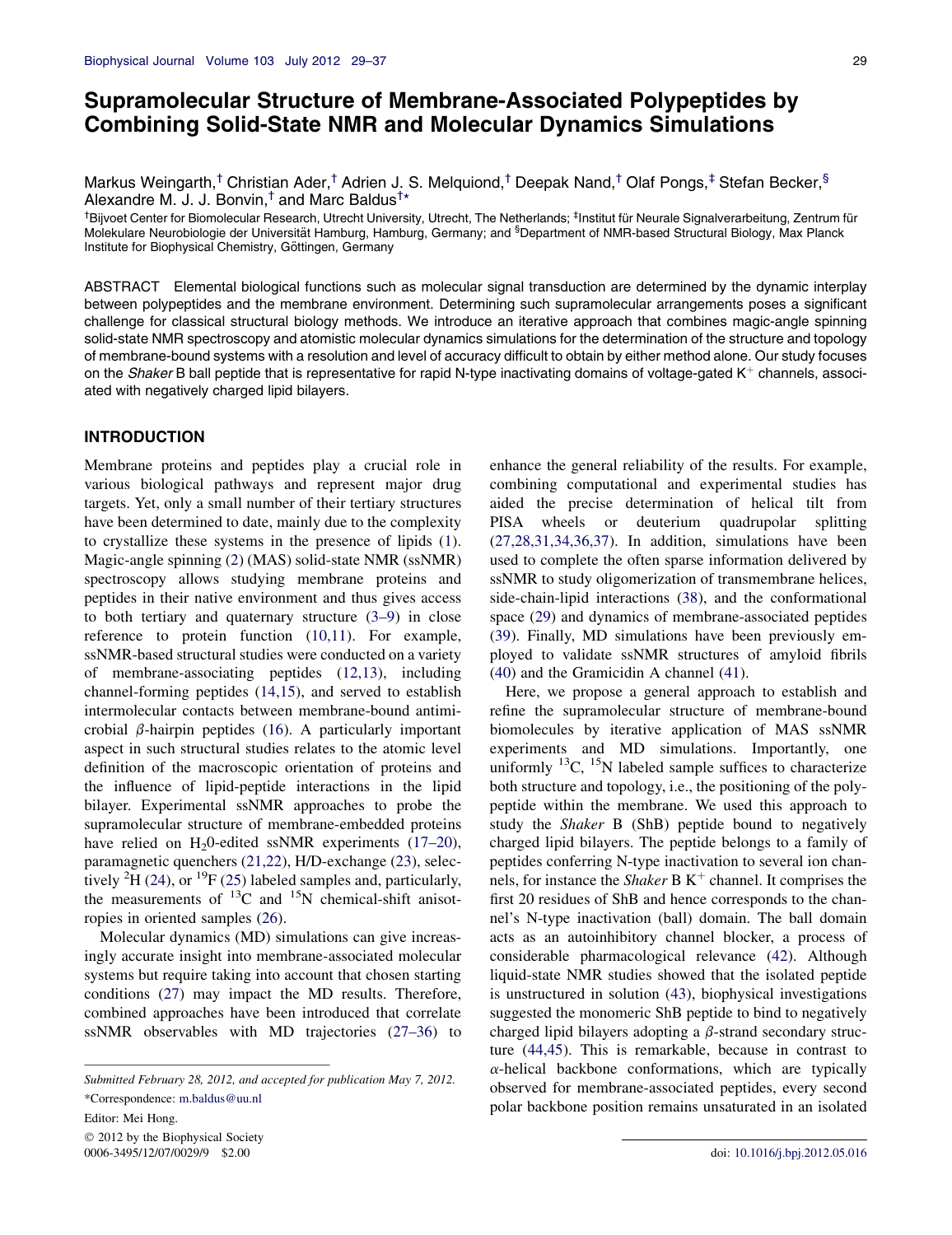# Supramolecular Structure of Membrane-Associated Polypeptides by Combining Solid-State NMR and Molecular Dynamics Simulations

Markus Weingarth,[†] Christian Ader,[†] Adrien J. S. Melquiond,[†] Deepak Nand,[†] Olaf Pongs,[‡] Stefan Becker,[§] Alexandre M. J. J. Bonvin,[†] and Marc Baldus[†*]

[†]Bijvoet Center for Biomolecular Research, Utrecht University, Utrecht, The Netherlands; [‡]Institut für Neurale Signalverarbeitung, Zentrum für Molekulare Neurobiologie der Universität Hamburg, Hamburg, Germany; and [§]Department of NMR-based Structural Biology, Max Planck Institute for Biophysical Chemistry, Göttingen, Germany

ABSTRACT Elemental biological functions such as molecular signal transduction are determined by the dynamic interplay between polypeptides and the membrane environment. Determining such supramolecular arrangements poses a significant challenge for classical structural biology methods. We introduce an iterative approach that combines magic-angle spinning solid-state NMR spectroscopy and atomistic molecular dynamics simulations for the determination of the structure and topology of membrane-bound systems with a resolution and level of accuracy difficult to obtain by either method alone. Our study focuses on the *Shaker* B ball peptide that is representative for rapid N-type inactivating domains of voltage-gated $K^+$ channels, associated with negatively charged lipid bilayers.

## INTRODUCTION

Membrane proteins and peptides play a crucial role in various biological pathways and represent major drug targets. Yet, only a small number of their tertiary structures have been determined to date, mainly due to the complexity to crystallize these systems in the presence of lipids (1). Magic-angle spinning (2) (MAS) solid-state NMR (ssNMR) spectroscopy allows studying membrane proteins and peptides in their native environment and thus gives access to both tertiary and quaternary structure (3–9) in close reference to protein function (10,11). For example, ssNMR-based structural studies were conducted on a variety of membrane-associating peptides (12,13), including channel-forming peptides (14,15), and served to establish intermolecular contacts between membrane-bound antimicrobial β-hairpin peptides (16). A particularly important aspect in such structural studies relates to the atomic level definition of the macroscopic orientation of proteins and the influence of lipid-peptide interactions in the lipid bilayer. Experimental ssNMR approaches to probe the supramolecular structure of membrane-embedded proteins have relied on $H_20$-edited ssNMR experiments (17–20), paramagnetic quenchers (21,22), H/D-exchange (23), selectively $^2H$ (24), or $^{19}F$ (25) labeled samples and, particularly, the measurements of $^{13}C$ and $^{15}N$ chemical-shift anisotropies in oriented samples (26).

Molecular dynamics (MD) simulations can give increasingly accurate insight into membrane-associated molecular systems but require taking into account that chosen starting conditions (27) may impact the MD results. Therefore, combined approaches have been introduced that correlate ssNMR observables with MD trajectories (27–36) to enhance the general reliability of the results. For example, combining computational and experimental studies has aided the precise determination of helical tilt from PISA wheels or deuterium quadrupolar splitting (27,28,31,34,36,37). In addition, simulations have been used to complete the often sparse information delivered by ssNMR to study oligomerization of transmembrane helices, side-chain-lipid interactions (38), and the conformational space (29) and dynamics of membrane-associated peptides (39). Finally, MD simulations have been previously employed to validate ssNMR structures of amyloid fibrils (40) and the Gramicidin A channel (41).

Here, we propose a general approach to establish and refine the supramolecular structure of membrane-bound biomolecules by iterative application of MAS ssNMR experiments and MD simulations. Importantly, one uniformly $^{13}C$, $^{15}N$ labeled sample suffices to characterize both structure and topology, i.e., the positioning of the polypeptide within the membrane. We used this approach to study the *Shaker* B (ShB) peptide bound to negatively charged lipid bilayers. The peptide belongs to a family of peptides conferring N-type inactivation to several ion channels, for instance the *Shaker* B $K^+$ channel. It comprises the first 20 residues of ShB and hence corresponds to the channel's N-type inactivation (ball) domain. The ball domain acts as an autoinhibitory channel blocker, a process of considerable pharmacological relevance (42). Although liquid-state NMR studies showed that the isolated peptide is unstructured in solution (43), biophysical investigations suggested the monomeric ShB peptide to bind to negatively charged lipid bilayers adopting a β-strand secondary structure (44,45). This is remarkable, because in contrast to α-helical backbone conformations, which are typically observed for membrane-associated peptides, every second polar backbone position remains unsaturated in an isolated

Submitted February 28, 2012, and accepted for publication May 7, 2012.

*Correspondence: m.baldus@uu.nl

Editor: Mei Hong.

© 2012 by the Biophysical Society
0006-3495/12/07/0029/9 $2.00

doi: 10.1016/j.bpj.2012.05.016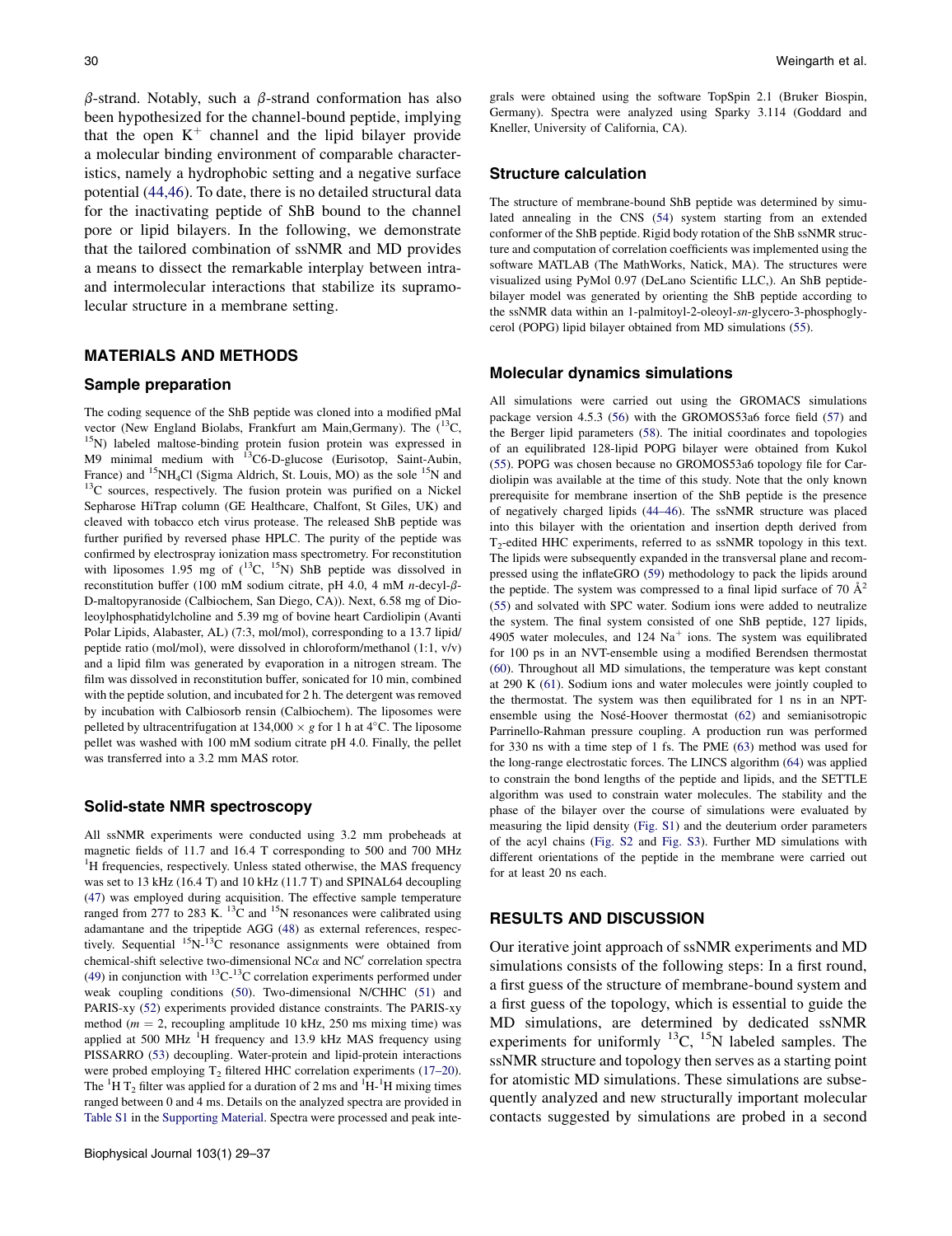$\beta$-strand. Notably, such a $\beta$-strand conformation has also been hypothesized for the channel-bound peptide, implying that the open $K^+$ channel and the lipid bilayer provide a molecular binding environment of comparable characteristics, namely a hydrophobic setting and a negative surface potential (44,46). To date, there is no detailed structural data for the inactivating peptide of ShB bound to the channel pore or lipid bilayers. In the following, we demonstrate that the tailored combination of ssNMR and MD provides a means to dissect the remarkable interplay between intra- and intermolecular interactions that stabilize its supramolecular structure in a membrane setting.

## MATERIALS AND METHODS

### Sample preparation

The coding sequence of the ShB peptide was cloned into a modified pMal vector (New England Biolabs, Frankfurt am Main,Germany). The ($^{13}$C, $^{15}$N) labeled maltose-binding protein fusion protein was expressed in M9 minimal medium with $^{13}$C6-D-glucose (Eurisotop, Saint-Aubin, France) and $^{15}NH_4Cl$ (Sigma Aldrich, St. Louis, MO) as the sole $^{15}$N and $^{13}$C sources, respectively. The fusion protein was purified on a Nickel Sepharose HiTrap column (GE Healthcare, Chalfont, St Giles, UK) and cleaved with tobacco etch virus protease. The released ShB peptide was further purified by reversed phase HPLC. The purity of the peptide was confirmed by electrospray ionization mass spectrometry. For reconstitution with liposomes 1.95 mg of ($^{13}$C, $^{15}$N) ShB peptide was dissolved in reconstitution buffer (100 mM sodium citrate, pH 4.0, 4 mM *n*-decyl-$\beta$-D-maltopyranoside (Calbiochem, San Diego, CA)). Next, 6.58 mg of Dioleoylphosphatidylcholine and 5.39 mg of bovine heart Cardiolipin (Avanti Polar Lipids, Alabaster, AL) (7:3, mol/mol), corresponding to a 13.7 lipid/peptide ratio (mol/mol), were dissolved in chloroform/methanol (1:1, v/v) and a lipid film was generated by evaporation in a nitrogen stream. The film was dissolved in reconstitution buffer, sonicated for 10 min, combined with the peptide solution, and incubated for 2 h. The detergent was removed by incubation with Calbiosorb rensin (Calbiochem). The liposomes were pelleted by ultracentrifugation at 134,000 × *g* for 1 h at 4°C. The liposome pellet was washed with 100 mM sodium citrate pH 4.0. Finally, the pellet was transferred into a 3.2 mm MAS rotor.

### Solid-state NMR spectroscopy

All ssNMR experiments were conducted using 3.2 mm probeheads at magnetic fields of 11.7 and 16.4 T corresponding to 500 and 700 MHz $^{1}$H frequencies, respectively. Unless stated otherwise, the MAS frequency was set to 13 kHz (16.4 T) and 10 kHz (11.7 T) and SPINAL64 decoupling (47) was employed during acquisition. The effective sample temperature ranged from 277 to 283 K. $^{13}$C and $^{15}$N resonances were calibrated using adamantane and the tripeptide AGG (48) as external references, respectively. Sequential $^{15}$N-$^{13}$C resonance assignments were obtained from chemical-shift selective two-dimensional NC$\alpha$ and NC′ correlation spectra (49) in conjunction with $^{13}$C-$^{13}$C correlation experiments performed under weak coupling conditions (50). Two-dimensional N/CHHC (51) and PARIS-xy (52) experiments provided distance constraints. The PARIS-xy method ($m = 2$, recoupling amplitude 10 kHz, 250 ms mixing time) was applied at 500 MHz $^{1}$H frequency and 13.9 kHz MAS frequency using PISSARRO (53) decoupling. Water-protein and lipid-protein interactions were probed employing $T_2$ filtered HHC correlation experiments (17–20). The $^{1}$H $T_2$ filter was applied for a duration of 2 ms and $^{1}$H-$^{1}$H mixing times ranged between 0 and 4 ms. Details on the analyzed spectra are provided in Table S1 in the Supporting Material. Spectra were processed and peak integrals were obtained using the software TopSpin 2.1 (Bruker Biospin, Germany). Spectra were analyzed using Sparky 3.114 (Goddard and Kneller, University of California, CA).

### Structure calculation

The structure of membrane-bound ShB peptide was determined by simulated annealing in the CNS (54) system starting from an extended conformer of the ShB peptide. Rigid body rotation of the ShB ssNMR structure and computation of correlation coefficients was implemented using the software MATLAB (The MathWorks, Natick, MA). The structures were visualized using PyMol 0.97 (DeLano Scientific LLC,). An ShB peptide-bilayer model was generated by orienting the ShB peptide according to the ssNMR data within an 1-palmitoyl-2-oleoyl-*sn*-glycero-3-phosphoglycerol (POPG) lipid bilayer obtained from MD simulations (55).

### Molecular dynamics simulations

All simulations were carried out using the GROMACS simulations package version 4.5.3 (56) with the GROMOS53a6 force field (57) and the Berger lipid parameters (58). The initial coordinates and topologies of an equilibrated 128-lipid POPG bilayer were obtained from Kukol (55). POPG was chosen because no GROMOS53a6 topology file for Cardiolipin was available at the time of this study. Note that the only known prerequisite for membrane insertion of the ShB peptide is the presence of negatively charged lipids (44–46). The ssNMR structure was placed into this bilayer with the orientation and insertion depth derived from $T_2$-edited HHC experiments, referred to as ssNMR topology in this text. The lipids were subsequently expanded in the transversal plane and recompressed using the inflateGRO (59) methodology to pack the lipids around the peptide. The system was compressed to a final lipid surface of 70 Å$^2$ (55) and solvated with SPC water. Sodium ions were added to neutralize the system. The final system consisted of one ShB peptide, 127 lipids, 4905 water molecules, and 124 $Na^+$ ions. The system was equilibrated for 100 ps in an NVT-ensemble using a modified Berendsen thermostat (60). Throughout all MD simulations, the temperature was kept constant at 290 K (61). Sodium ions and water molecules were jointly coupled to the thermostat. The system was then equilibrated for 1 ns in an NPT-ensemble using the Nosé-Hoover thermostat (62) and semianisotropic Parrinello-Rahman pressure coupling. A production run was performed for 330 ns with a time step of 1 fs. The PME (63) method was used for the long-range electrostatic forces. The LINCS algorithm (64) was applied to constrain the bond lengths of the peptide and lipids, and the SETTLE algorithm was used to constrain water molecules. The stability and the phase of the bilayer over the course of simulations were evaluated by measuring the lipid density (Fig. S1) and the deuterium order parameters of the acyl chains (Fig. S2 and Fig. S3). Further MD simulations with different orientations of the peptide in the membrane were carried out for at least 20 ns each.

## RESULTS AND DISCUSSION

Our iterative joint approach of ssNMR experiments and MD simulations consists of the following steps: In a first round, a first guess of the structure of membrane-bound system and a first guess of the topology, which is essential to guide the MD simulations, are determined by dedicated ssNMR experiments for uniformly $^{13}$C, $^{15}$N labeled samples. The ssNMR structure and topology then serves as a starting point for atomistic MD simulations. These simulations are subsequently analyzed and new structurally important molecular contacts suggested by simulations are probed in a second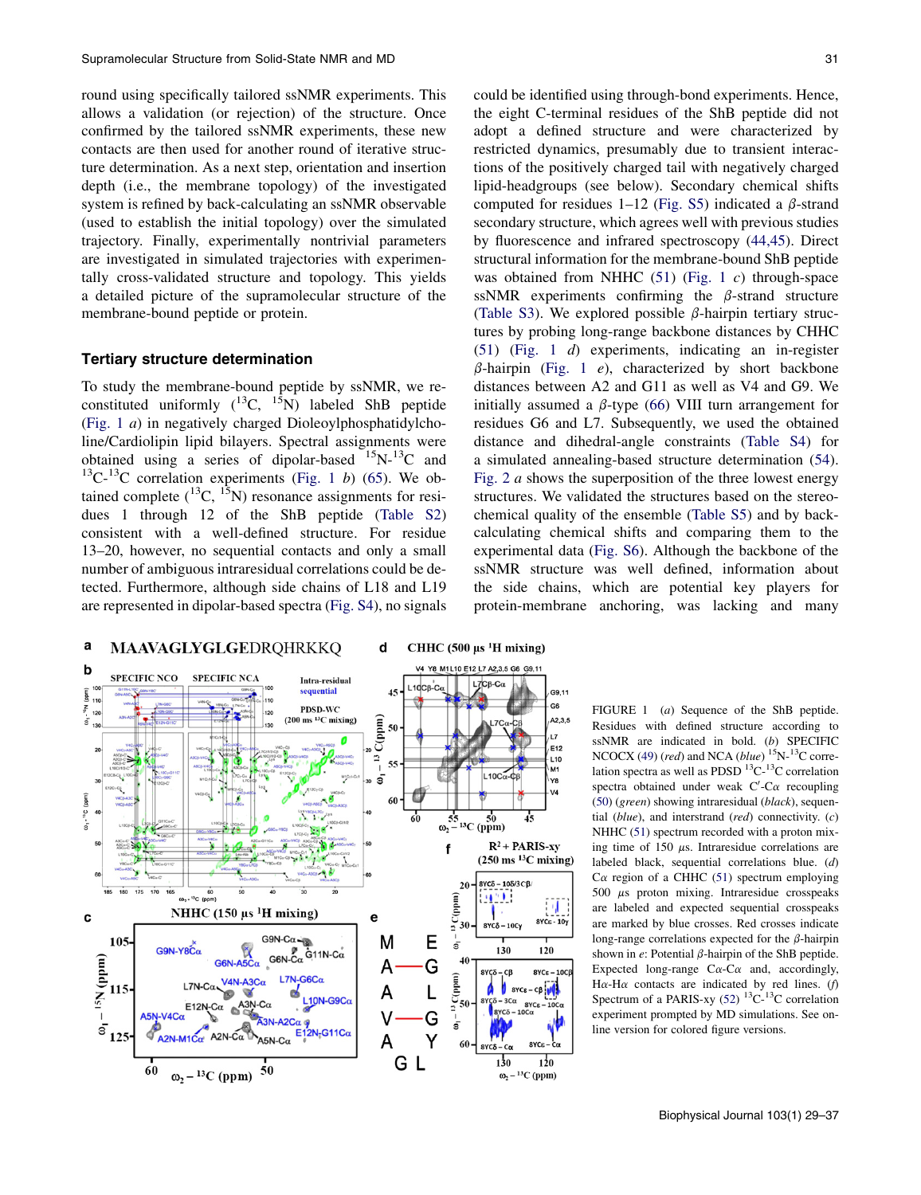round using specifically tailored ssNMR experiments. This allows a validation (or rejection) of the structure. Once confirmed by the tailored ssNMR experiments, these new contacts are then used for another round of iterative structure determination. As a next step, orientation and insertion depth (i.e., the membrane topology) of the investigated system is refined by back-calculating an ssNMR observable (used to establish the initial topology) over the simulated trajectory. Finally, experimentally nontrivial parameters are investigated in simulated trajectories with experimentally cross-validated structure and topology. This yields a detailed picture of the supramolecular structure of the membrane-bound peptide or protein.

## Tertiary structure determination

To study the membrane-bound peptide by ssNMR, we reconstituted uniformly ($^{13}$C, $^{15}$N) labeled ShB peptide (Fig. 1 *a*) in negatively charged Dioleoylphosphatidylcholine/Cardiolipin lipid bilayers. Spectral assignments were obtained using a series of dipolar-based $^{15}$N-$^{13}$C and $^{13}$C-$^{13}$C correlation experiments (Fig. 1 *b*) (65). We obtained complete ($^{13}$C, $^{15}$N) resonance assignments for residues 1 through 12 of the ShB peptide (Table S2) consistent with a well-defined structure. For residue 13–20, however, no sequential contacts and only a small number of ambiguous intraresidual correlations could be detected. Furthermore, although side chains of L18 and L19 are represented in dipolar-based spectra (Fig. S4), no signals could be identified using through-bond experiments. Hence, the eight C-terminal residues of the ShB peptide did not adopt a defined structure and were characterized by restricted dynamics, presumably due to transient interactions of the positively charged tail with negatively charged lipid-headgroups (see below). Secondary chemical shifts computed for residues 1–12 (Fig. S5) indicated a $\beta$-strand secondary structure, which agrees well with previous studies by fluorescence and infrared spectroscopy (44,45). Direct structural information for the membrane-bound ShB peptide was obtained from NHHC (51) (Fig. 1 *c*) through-space ssNMR experiments confirming the $\beta$-strand structure (Table S3). We explored possible $\beta$-hairpin tertiary structures by probing long-range backbone distances by CHHC (51) (Fig. 1 *d*) experiments, indicating an in-register $\beta$-hairpin (Fig. 1 *e*), characterized by short backbone distances between A2 and G11 as well as V4 and G9. We initially assumed a $\beta$-type (66) VIII turn arrangement for residues G6 and L7. Subsequently, we used the obtained distance and dihedral-angle constraints (Table S4) for a simulated annealing-based structure determination (54). Fig. 2 *a* shows the superposition of the three lowest energy structures. We validated the structures based on the stereochemical quality of the ensemble (Table S5) and by back-calculating chemical shifts and comparing them to the experimental data (Fig. S6). Although the backbone of the ssNMR structure was well defined, information about the side chains, which are potential key players for protein-membrane anchoring, was lacking and many

FIGURE 1 (*a*) Sequence of the ShB peptide. Residues with defined structure according to ssNMR are indicated in bold. (*b*) SPECIFIC NCOCX (49) (*red*) and NCA (*blue*) $^{15}$N-$^{13}$C correlation spectra as well as PDSD $^{13}$C-$^{13}$C correlation spectra obtained under weak C′-Cα recoupling (50) (*green*) showing intraresidual (*black*), sequential (*blue*), and interstrand (*red*) connectivity. (*c*) NHHC (51) spectrum recorded with a proton mixing time of 150 μs. Intraresidue correlations are labeled black, sequential correlations blue. (*d*) Cα region of a CHHC (51) spectrum employing 500 μs proton mixing. Intraresidue crosspeaks are labeled and expected sequential crosspeaks are marked by blue crosses. Red crosses indicate long-range correlations expected for the $\beta$-hairpin shown in *e*: Potential $\beta$-hairpin of the ShB peptide. Expected long-range Cα-Cα and, accordingly, Hα-Hα contacts are indicated by red lines. (*f*) Spectrum of a PARIS-xy (52) $^{13}$C-$^{13}$C correlation experiment prompted by MD simulations. See online version for colored figure versions.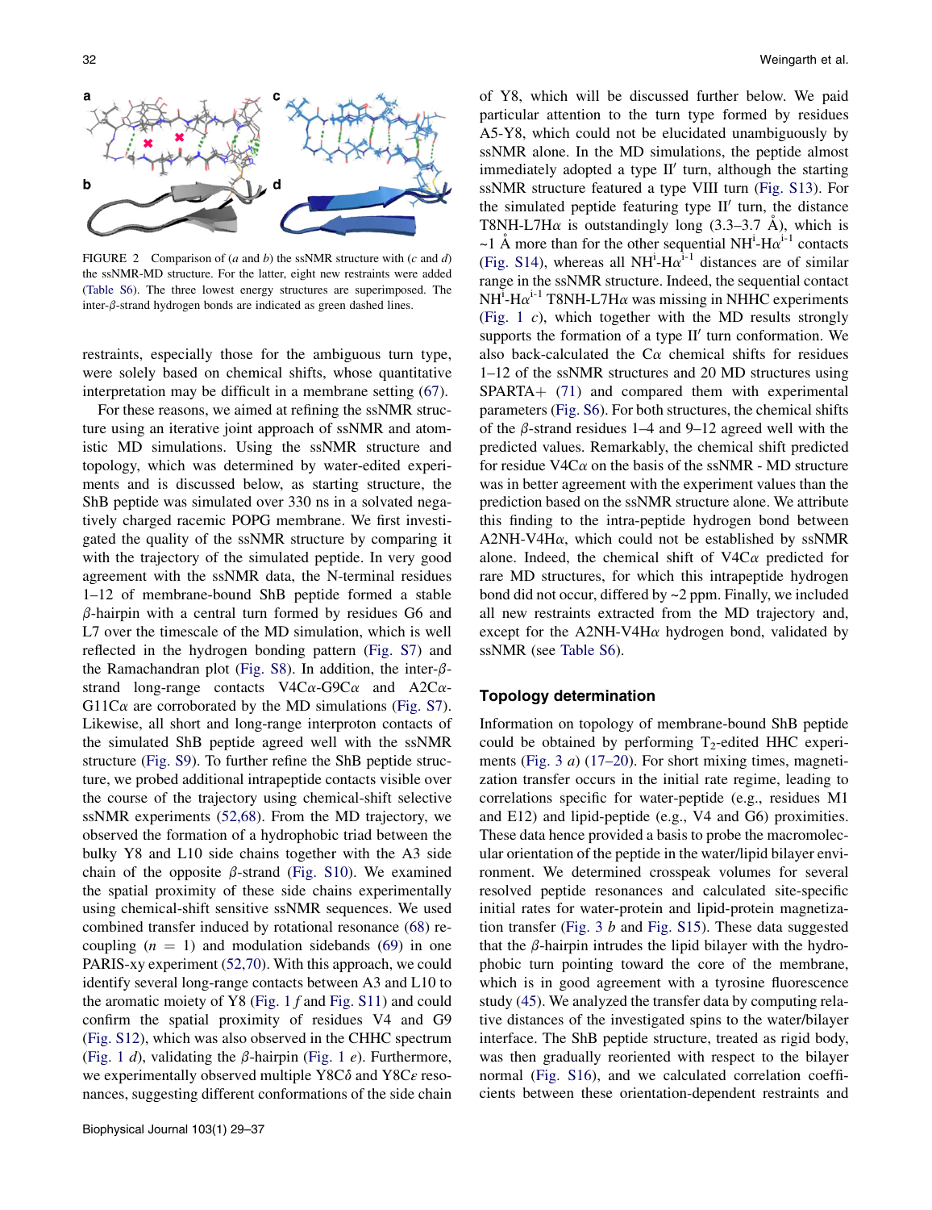FIGURE 2 Comparison of (*a* and *b*) the ssNMR structure with (*c* and *d*) the ssNMR-MD structure. For the latter, eight new restraints were added (Table S6). The three lowest energy structures are superimposed. The inter-β-strand hydrogen bonds are indicated as green dashed lines.

restraints, especially those for the ambiguous turn type, were solely based on chemical shifts, whose quantitative interpretation may be difficult in a membrane setting (67).

For these reasons, we aimed at refining the ssNMR structure using an iterative joint approach of ssNMR and atomistic MD simulations. Using the ssNMR structure and topology, which was determined by water-edited experiments and is discussed below, as starting structure, the ShB peptide was simulated over 330 ns in a solvated negatively charged racemic POPG membrane. We first investigated the quality of the ssNMR structure by comparing it with the trajectory of the simulated peptide. In very good agreement with the ssNMR data, the N-terminal residues 1–12 of membrane-bound ShB peptide formed a stable β-hairpin with a central turn formed by residues G6 and L7 over the timescale of the MD simulation, which is well reflected in the hydrogen bonding pattern (Fig. S7) and the Ramachandran plot (Fig. S8). In addition, the inter-β-strand long-range contacts V4Cα-G9Cα and A2Cα-G11Cα are corroborated by the MD simulations (Fig. S7). Likewise, all short and long-range interproton contacts of the simulated ShB peptide agreed well with the ssNMR structure (Fig. S9). To further refine the ShB peptide structure, we probed additional intrapeptide contacts visible over the course of the trajectory using chemical-shift selective ssNMR experiments (52,68). From the MD trajectory, we observed the formation of a hydrophobic triad between the bulky Y8 and L10 side chains together with the A3 side chain of the opposite β-strand (Fig. S10). We examined the spatial proximity of these side chains experimentally using chemical-shift sensitive ssNMR sequences. We used combined transfer induced by rotational resonance (68) recoupling ($n = 1$) and modulation sidebands (69) in one PARIS-xy experiment (52,70). With this approach, we could identify several long-range contacts between A3 and L10 to the aromatic moiety of Y8 (Fig. 1 *f* and Fig. S11) and could confirm the spatial proximity of residues V4 and G9 (Fig. S12), which was also observed in the CHHC spectrum (Fig. 1 *d*), validating the β-hairpin (Fig. 1 *e*). Furthermore, we experimentally observed multiple Y8Cδ and Y8Cε resonances, suggesting different conformations of the side chain of Y8, which will be discussed further below. We paid particular attention to the turn type formed by residues A5-Y8, which could not be elucidated unambiguously by ssNMR alone. In the MD simulations, the peptide almost immediately adopted a type II′ turn, although the starting ssNMR structure featured a type VIII turn (Fig. S13). For the simulated peptide featuring type II′ turn, the distance T8NH-L7Hα is outstandingly long (3.3–3.7 Å), which is ~1 Å more than for the other sequential $NH^{i}$-$H\alpha^{i-1}$ contacts (Fig. S14), whereas all $NH^{i}$-$H\alpha^{i-1}$ distances are of similar range in the ssNMR structure. Indeed, the sequential contact $NH^{i}$-$H\alpha^{i-1}$ T8NH-L7Hα was missing in NHHC experiments (Fig. 1 *c*), which together with the MD results strongly supports the formation of a type II′ turn conformation. We also back-calculated the Cα chemical shifts for residues 1–12 of the ssNMR structures and 20 MD structures using SPARTA+ (71) and compared them with experimental parameters (Fig. S6). For both structures, the chemical shifts of the β-strand residues 1–4 and 9–12 agreed well with the predicted values. Remarkably, the chemical shift predicted for residue V4Cα on the basis of the ssNMR - MD structure was in better agreement with the experiment values than the prediction based on the ssNMR structure alone. We attribute this finding to the intra-peptide hydrogen bond between A2NH-V4Hα, which could not be established by ssNMR alone. Indeed, the chemical shift of V4Cα predicted for rare MD structures, for which this intrapeptide hydrogen bond did not occur, differed by ~2 ppm. Finally, we included all new restraints extracted from the MD trajectory and, except for the A2NH-V4Hα hydrogen bond, validated by ssNMR (see Table S6).

## Topology determination

Information on topology of membrane-bound ShB peptide could be obtained by performing $T_2$-edited HHC experiments (Fig. 3 *a*) (17–20). For short mixing times, magnetization transfer occurs in the initial rate regime, leading to correlations specific for water-peptide (e.g., residues M1 and E12) and lipid-peptide (e.g., V4 and G6) proximities. These data hence provided a basis to probe the macromolecular orientation of the peptide in the water/lipid bilayer environment. We determined crosspeak volumes for several resolved peptide resonances and calculated site-specific initial rates for water-protein and lipid-protein magnetization transfer (Fig. 3 *b* and Fig. S15). These data suggested that the β-hairpin intrudes the lipid bilayer with the hydrophobic turn pointing toward the core of the membrane, which is in good agreement with a tyrosine fluorescence study (45). We analyzed the transfer data by computing relative distances of the investigated spins to the water/bilayer interface. The ShB peptide structure, treated as rigid body, was then gradually reoriented with respect to the bilayer normal (Fig. S16), and we calculated correlation coefficients between these orientation-dependent restraints and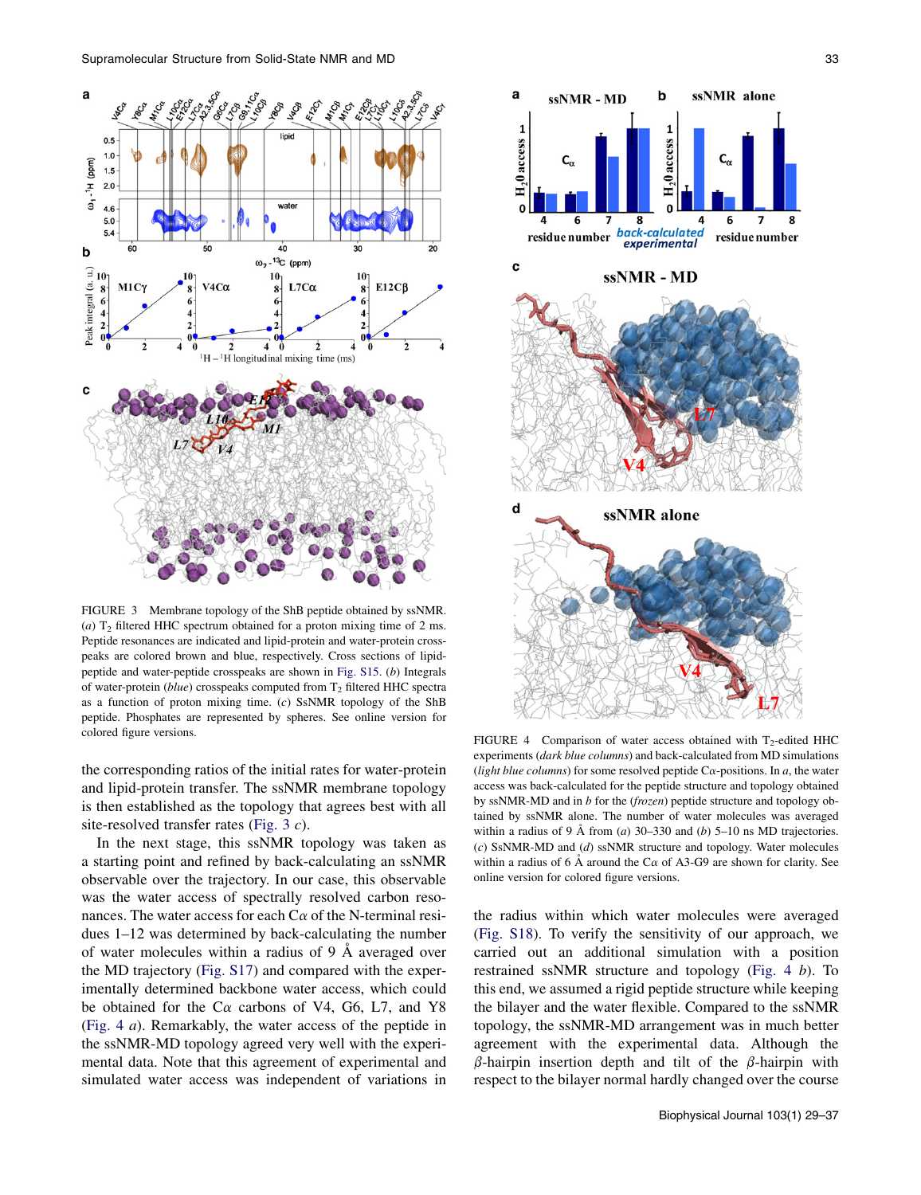FIGURE 3 Membrane topology of the ShB peptide obtained by ssNMR. (*a*) $T_2$ filtered HHC spectrum obtained for a proton mixing time of 2 ms. Peptide resonances are indicated and lipid-protein and water-protein crosspeaks are colored brown and blue, respectively. Cross sections of lipid-peptide and water-peptide crosspeaks are shown in Fig. S15. (*b*) Integrals of water-protein (*blue*) crosspeaks computed from $T_2$ filtered HHC spectra as a function of proton mixing time. (*c*) SsNMR topology of the ShB peptide. Phosphates are represented by spheres. See online version for colored figure versions.

the corresponding ratios of the initial rates for water-protein and lipid-protein transfer. The ssNMR membrane topology is then established as the topology that agrees best with all site-resolved transfer rates (Fig. 3 *c*).

In the next stage, this ssNMR topology was taken as a starting point and refined by back-calculating an ssNMR observable over the trajectory. In our case, this observable was the water access of spectrally resolved carbon resonances. The water access for each Cα of the N-terminal residues 1–12 was determined by back-calculating the number of water molecules within a radius of 9 Å averaged over the MD trajectory (Fig. S17) and compared with the experimentally determined backbone water access, which could be obtained for the Cα carbons of V4, G6, L7, and Y8 (Fig. 4 *a*). Remarkably, the water access of the peptide in the ssNMR-MD topology agreed very well with the experimental data. Note that this agreement of experimental and simulated water access was independent of variations in the radius within which water molecules were averaged (Fig. S18). To verify the sensitivity of our approach, we carried out an additional simulation with a position restrained ssNMR structure and topology (Fig. 4 *b*). To this end, we assumed a rigid peptide structure while keeping the bilayer and the water flexible. Compared to the ssNMR topology, the ssNMR-MD arrangement was in much better agreement with the experimental data. Although the β-hairpin insertion depth and tilt of the β-hairpin with respect to the bilayer normal hardly changed over the course

FIGURE 4 Comparison of water access obtained with $T_2$-edited HHC experiments (*dark blue columns*) and back-calculated from MD simulations (*light blue columns*) for some resolved peptide Cα-positions. In *a*, the water access was back-calculated for the peptide structure and topology obtained by ssNMR-MD and in *b* for the (*frozen*) peptide structure and topology obtained by ssNMR alone. The number of water molecules was averaged within a radius of 9 Å from (*a*) 30–330 and (*b*) 5–10 ns MD trajectories. (*c*) SsNMR-MD and (*d*) ssNMR structure and topology. Water molecules within a radius of 6 Å around the Cα of A3-G9 are shown for clarity. See online version for colored figure versions.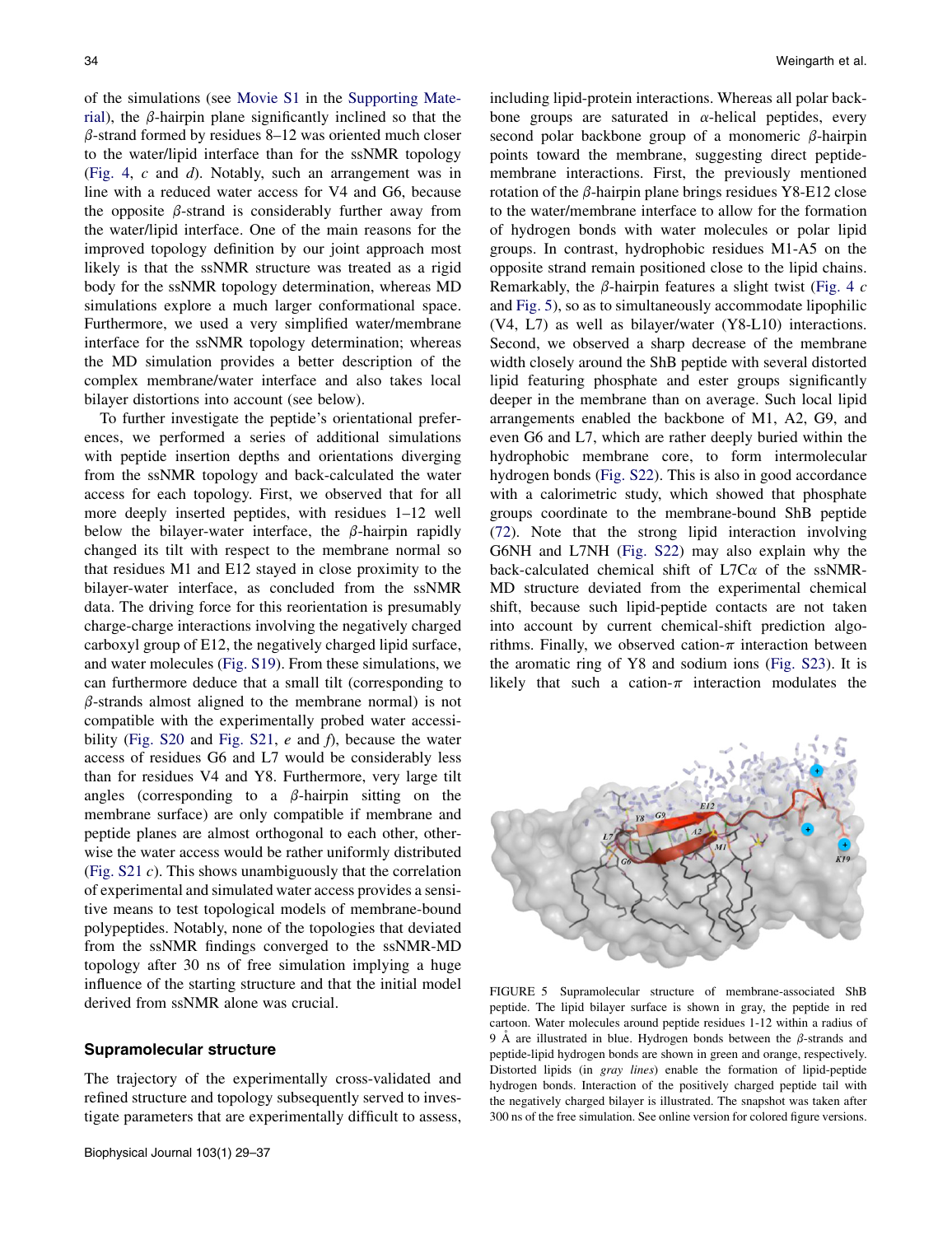of the simulations (see Movie S1 in the Supporting Material), the $\beta$-hairpin plane significantly inclined so that the $\beta$-strand formed by residues 8–12 was oriented much closer to the water/lipid interface than for the ssNMR topology (Fig. 4, *c* and *d*). Notably, such an arrangement was in line with a reduced water access for V4 and G6, because the opposite $\beta$-strand is considerably further away from the water/lipid interface. One of the main reasons for the improved topology definition by our joint approach most likely is that the ssNMR structure was treated as a rigid body for the ssNMR topology determination, whereas MD simulations explore a much larger conformational space. Furthermore, we used a very simplified water/membrane interface for the ssNMR topology determination; whereas the MD simulation provides a better description of the complex membrane/water interface and also takes local bilayer distortions into account (see below).

To further investigate the peptide's orientational preferences, we performed a series of additional simulations with peptide insertion depths and orientations diverging from the ssNMR topology and back-calculated the water access for each topology. First, we observed that for all more deeply inserted peptides, with residues 1–12 well below the bilayer-water interface, the $\beta$-hairpin rapidly changed its tilt with respect to the membrane normal so that residues M1 and E12 stayed in close proximity to the bilayer-water interface, as concluded from the ssNMR data. The driving force for this reorientation is presumably charge-charge interactions involving the negatively charged carboxyl group of E12, the negatively charged lipid surface, and water molecules (Fig. S19). From these simulations, we can furthermore deduce that a small tilt (corresponding to $\beta$-strands almost aligned to the membrane normal) is not compatible with the experimentally probed water accessibility (Fig. S20 and Fig. S21, *e* and *f*), because the water access of residues G6 and L7 would be considerably less than for residues V4 and Y8. Furthermore, very large tilt angles (corresponding to a $\beta$-hairpin sitting on the membrane surface) are only compatible if membrane and peptide planes are almost orthogonal to each other, otherwise the water access would be rather uniformly distributed (Fig. S21 *c*). This shows unambiguously that the correlation of experimental and simulated water access provides a sensitive means to test topological models of membrane-bound polypeptides. Notably, none of the topologies that deviated from the ssNMR findings converged to the ssNMR-MD topology after 30 ns of free simulation implying a huge influence of the starting structure and that the initial model derived from ssNMR alone was crucial.

### Supramolecular structure

The trajectory of the experimentally cross-validated and refined structure and topology subsequently served to investigate parameters that are experimentally difficult to assess, including lipid-protein interactions. Whereas all polar backbone groups are saturated in $\alpha$-helical peptides, every second polar backbone group of a monomeric $\beta$-hairpin points toward the membrane, suggesting direct peptide-membrane interactions. First, the previously mentioned rotation of the $\beta$-hairpin plane brings residues Y8-E12 close to the water/membrane interface to allow for the formation of hydrogen bonds with water molecules or polar lipid groups. In contrast, hydrophobic residues M1-A5 on the opposite strand remain positioned close to the lipid chains. Remarkably, the $\beta$-hairpin features a slight twist (Fig. 4 *c* and Fig. 5), so as to simultaneously accommodate lipophilic (V4, L7) as well as bilayer/water (Y8-L10) interactions. Second, we observed a sharp decrease of the membrane width closely around the ShB peptide with several distorted lipid featuring phosphate and ester groups significantly deeper in the membrane than on average. Such local lipid arrangements enabled the backbone of M1, A2, G9, and even G6 and L7, which are rather deeply buried within the hydrophobic membrane core, to form intermolecular hydrogen bonds (Fig. S22). This is also in good accordance with a calorimetric study, which showed that phosphate groups coordinate to the membrane-bound ShB peptide (72). Note that the strong lipid interaction involving G6NH and L7NH (Fig. S22) may also explain why the back-calculated chemical shift of L7C$\alpha$ of the ssNMR-MD structure deviated from the experimental chemical shift, because such lipid-peptide contacts are not taken into account by current chemical-shift prediction algorithms. Finally, we observed cation-$\pi$ interaction between the aromatic ring of Y8 and sodium ions (Fig. S23). It is likely that such a cation-$\pi$ interaction modulates the

FIGURE 5 Supramolecular structure of membrane-associated ShB peptide. The lipid bilayer surface is shown in gray, the peptide in red cartoon. Water molecules around peptide residues 1-12 within a radius of 9 Å are illustrated in blue. Hydrogen bonds between the $\beta$-strands and peptide-lipid hydrogen bonds are shown in green and orange, respectively. Distorted lipids (in *gray lines*) enable the formation of lipid-peptide hydrogen bonds. Interaction of the positively charged peptide tail with the negatively charged bilayer is illustrated. The snapshot was taken after 300 ns of the free simulation. See online version for colored figure versions.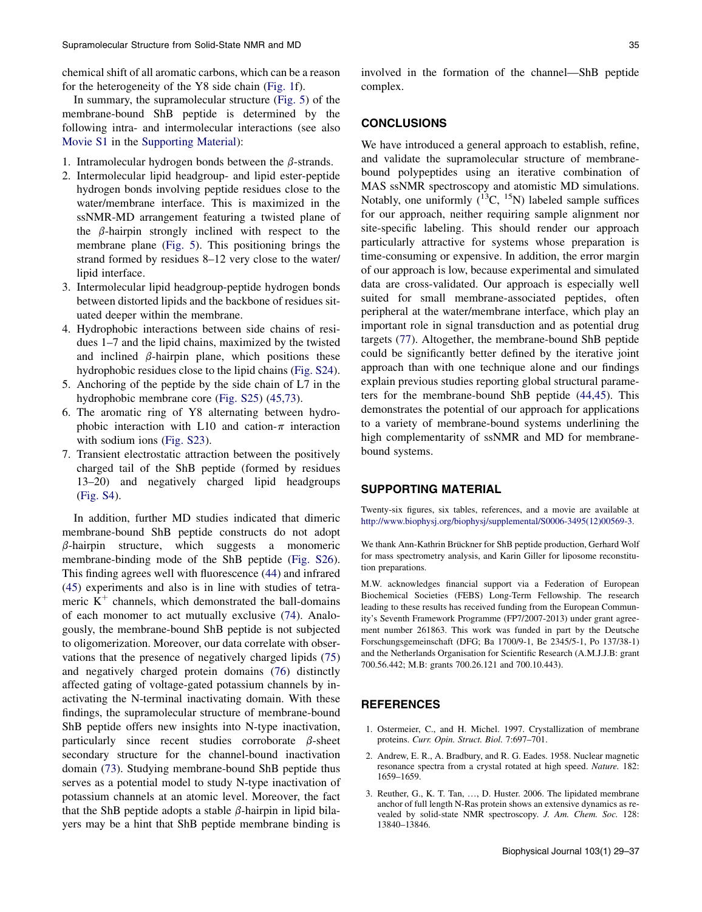chemical shift of all aromatic carbons, which can be a reason for the heterogeneity of the Y8 side chain (Fig. 1f).

In summary, the supramolecular structure (Fig. 5) of the membrane-bound ShB peptide is determined by the following intra- and intermolecular interactions (see also Movie S1 in the Supporting Material):

1. Intramolecular hydrogen bonds between the $\beta$-strands.
2. Intermolecular lipid headgroup- and lipid ester-peptide hydrogen bonds involving peptide residues close to the water/membrane interface. This is maximized in the ssNMR-MD arrangement featuring a twisted plane of the $\beta$-hairpin strongly inclined with respect to the membrane plane (Fig. 5). This positioning brings the strand formed by residues 8–12 very close to the water/lipid interface.
3. Intermolecular lipid headgroup-peptide hydrogen bonds between distorted lipids and the backbone of residues situated deeper within the membrane.
4. Hydrophobic interactions between side chains of residues 1–7 and the lipid chains, maximized by the twisted and inclined $\beta$-hairpin plane, which positions these hydrophobic residues close to the lipid chains (Fig. S24).
5. Anchoring of the peptide by the side chain of L7 in the hydrophobic membrane core (Fig. S25) (45,73).
6. The aromatic ring of Y8 alternating between hydrophobic interaction with L10 and cation-$\pi$ interaction with sodium ions (Fig. S23).
7. Transient electrostatic attraction between the positively charged tail of the ShB peptide (formed by residues 13–20) and negatively charged lipid headgroups (Fig. S4).

In addition, further MD studies indicated that dimeric membrane-bound ShB peptide constructs do not adopt $\beta$-hairpin structure, which suggests a monomeric membrane-binding mode of the ShB peptide (Fig. S26). This finding agrees well with fluorescence (44) and infrared (45) experiments and also is in line with studies of tetrameric $K^+$ channels, which demonstrated the ball-domains of each monomer to act mutually exclusive (74). Analogously, the membrane-bound ShB peptide is not subjected to oligomerization. Moreover, our data correlate with observations that the presence of negatively charged lipids (75) and negatively charged protein domains (76) distinctly affected gating of voltage-gated potassium channels by inactivating the N-terminal inactivating domain. With these findings, the supramolecular structure of membrane-bound ShB peptide offers new insights into N-type inactivation, particularly since recent studies corroborate $\beta$-sheet secondary structure for the channel-bound inactivation domain (73). Studying membrane-bound ShB peptide thus serves as a potential model to study N-type inactivation of potassium channels at an atomic level. Moreover, the fact that the ShB peptide adopts a stable $\beta$-hairpin in lipid bilayers may be a hint that ShB peptide membrane binding is involved in the formation of the channel—ShB peptide complex.

## CONCLUSIONS

We have introduced a general approach to establish, refine, and validate the supramolecular structure of membrane-bound polypeptides using an iterative combination of MAS ssNMR spectroscopy and atomistic MD simulations. Notably, one uniformly ($^{13}C$, $^{15}N$) labeled sample suffices for our approach, neither requiring sample alignment nor site-specific labeling. This should render our approach particularly attractive for systems whose preparation is time-consuming or expensive. In addition, the error margin of our approach is low, because experimental and simulated data are cross-validated. Our approach is especially well suited for small membrane-associated peptides, often peripheral at the water/membrane interface, which play an important role in signal transduction and as potential drug targets (77). Altogether, the membrane-bound ShB peptide could be significantly better defined by the iterative joint approach than with one technique alone and our findings explain previous studies reporting global structural parameters for the membrane-bound ShB peptide (44,45). This demonstrates the potential of our approach for applications to a variety of membrane-bound systems underlining the high complementarity of ssNMR and MD for membrane-bound systems.

## SUPPORTING MATERIAL

Twenty-six figures, six tables, references, and a movie are available at http://www.biophysj.org/biophysj/supplemental/S0006-3495(12)00569-3.

We thank Ann-Kathrin Brückner for ShB peptide production, Gerhard Wolf for mass spectrometry analysis, and Karin Giller for liposome reconstitution preparations.

M.W. acknowledges financial support via a Federation of European Biochemical Societies (FEBS) Long-Term Fellowship. The research leading to these results has received funding from the European Community's Seventh Framework Programme (FP7/2007-2013) under grant agreement number 261863. This work was funded in part by the Deutsche Forschungsgemeinschaft (DFG; Ba 1700/9-1, Be 2345/5-1, Po 137/38-1) and the Netherlands Organisation for Scientific Research (A.M.J.J.B: grant 700.56.442; M.B: grants 700.26.121 and 700.10.443).

## REFERENCES

1. Ostermeier, C., and H. Michel. 1997. Crystallization of membrane proteins. *Curr. Opin. Struct. Biol.* 7:697–701.
2. Andrew, E. R., A. Bradbury, and R. G. Eades. 1958. Nuclear magnetic resonance spectra from a crystal rotated at high speed. *Nature.* 182: 1659–1659.
3. Reuther, G., K. T. Tan, ..., D. Huster. 2006. The lipidated membrane anchor of full length N-Ras protein shows an extensive dynamics as revealed by solid-state NMR spectroscopy. *J. Am. Chem. Soc.* 128: 13840–13846.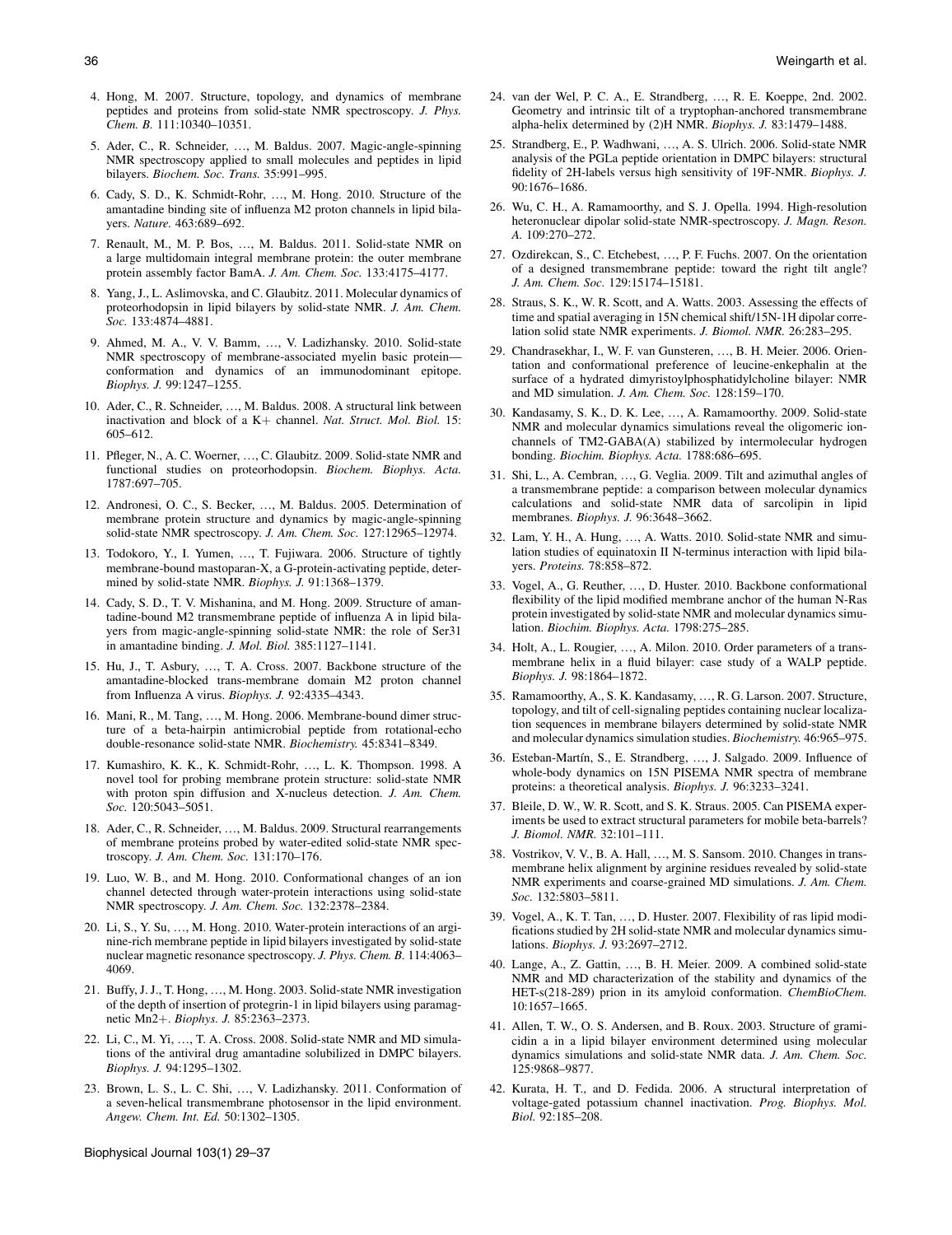4. Hong, M. 2007. Structure, topology, and dynamics of membrane peptides and proteins from solid-state NMR spectroscopy. *J. Phys. Chem. B.* 111:10340–10351.

5. Ader, C., R. Schneider, …, M. Baldus. 2007. Magic-angle-spinning NMR spectroscopy applied to small molecules and peptides in lipid bilayers. *Biochem. Soc. Trans.* 35:991–995.

6. Cady, S. D., K. Schmidt-Rohr, …, M. Hong. 2010. Structure of the amantadine binding site of influenza M2 proton channels in lipid bilayers. *Nature.* 463:689–692.

7. Renault, M., M. P. Bos, …, M. Baldus. 2011. Solid-state NMR on a large multidomain integral membrane protein: the outer membrane protein assembly factor BamA. *J. Am. Chem. Soc.* 133:4175–4177.

8. Yang, J., L. Aslimovska, and C. Glaubitz. 2011. Molecular dynamics of proteorhodopsin in lipid bilayers by solid-state NMR. *J. Am. Chem. Soc.* 133:4874–4881.

9. Ahmed, M. A., V. V. Bamm, …, V. Ladizhansky. 2010. Solid-state NMR spectroscopy of membrane-associated myelin basic protein—conformation and dynamics of an immunodominant epitope. *Biophys. J.* 99:1247–1255.

10. Ader, C., R. Schneider, …, M. Baldus. 2008. A structural link between inactivation and block of a K+ channel. *Nat. Struct. Mol. Biol.* 15: 605–612.

11. Pfleger, N., A. C. Woerner, …, C. Glaubitz. 2009. Solid-state NMR and functional studies on proteorhodopsin. *Biochem. Biophys. Acta.* 1787:697–705.

12. Andronesi, O. C., S. Becker, …, M. Baldus. 2005. Determination of membrane protein structure and dynamics by magic-angle-spinning solid-state NMR spectroscopy. *J. Am. Chem. Soc.* 127:12965–12974.

13. Todokoro, Y., I. Yumen, …, T. Fujiwara. 2006. Structure of tightly membrane-bound mastoparan-X, a G-protein-activating peptide, determined by solid-state NMR. *Biophys. J.* 91:1368–1379.

14. Cady, S. D., T. V. Mishanina, and M. Hong. 2009. Structure of amantadine-bound M2 transmembrane peptide of influenza A in lipid bilayers from magic-angle-spinning solid-state NMR: the role of Ser31 in amantadine binding. *J. Mol. Biol.* 385:1127–1141.

15. Hu, J., T. Asbury, …, T. A. Cross. 2007. Backbone structure of the amantadine-blocked trans-membrane domain M2 proton channel from Influenza A virus. *Biophys. J.* 92:4335–4343.

16. Mani, R., M. Tang, …, M. Hong. 2006. Membrane-bound dimer structure of a beta-hairpin antimicrobial peptide from rotational-echo double-resonance solid-state NMR. *Biochemistry.* 45:8341–8349.

17. Kumashiro, K. K., K. Schmidt-Rohr, …, L. K. Thompson. 1998. A novel tool for probing membrane protein structure: solid-state NMR with proton spin diffusion and X-nucleus detection. *J. Am. Chem. Soc.* 120:5043–5051.

18. Ader, C., R. Schneider, …, M. Baldus. 2009. Structural rearrangements of membrane proteins probed by water-edited solid-state NMR spectroscopy. *J. Am. Chem. Soc.* 131:170–176.

19. Luo, W. B., and M. Hong. 2010. Conformational changes of an ion channel detected through water-protein interactions using solid-state NMR spectroscopy. *J. Am. Chem. Soc.* 132:2378–2384.

20. Li, S., Y. Su, …, M. Hong. 2010. Water-protein interactions of an arginine-rich membrane peptide in lipid bilayers investigated by solid-state nuclear magnetic resonance spectroscopy. *J. Phys. Chem. B.* 114:4063–4069.

21. Buffy, J. J., T. Hong, …, M. Hong. 2003. Solid-state NMR investigation of the depth of insertion of protegrin-1 in lipid bilayers using paramagnetic Mn2+. *Biophys. J.* 85:2363–2373.

22. Li, C., M. Yi, …, T. A. Cross. 2008. Solid-state NMR and MD simulations of the antiviral drug amantadine solubilized in DMPC bilayers. *Biophys. J.* 94:1295–1302.

23. Brown, L. S., L. C. Shi, …, V. Ladizhansky. 2011. Conformation of a seven-helical transmembrane photosensor in the lipid environment. *Angew. Chem. Int. Ed.* 50:1302–1305.

24. van der Wel, P. C. A., E. Strandberg, …, R. E. Koeppe, 2nd. 2002. Geometry and intrinsic tilt of a tryptophan-anchored transmembrane alpha-helix determined by (2)H NMR. *Biophys. J.* 83:1479–1488.

25. Strandberg, E., P. Wadhwani, …, A. S. Ulrich. 2006. Solid-state NMR analysis of the PGLa peptide orientation in DMPC bilayers: structural fidelity of 2H-labels versus high sensitivity of 19F-NMR. *Biophys. J.* 90:1676–1686.

26. Wu, C. H., A. Ramamoorthy, and S. J. Opella. 1994. High-resolution heteronuclear dipolar solid-state NMR-spectroscopy. *J. Magn. Reson. A.* 109:270–272.

27. Ozdirekcan, S., C. Etchebest, …, P. F. Fuchs. 2007. On the orientation of a designed transmembrane peptide: toward the right tilt angle? *J. Am. Chem. Soc.* 129:15174–15181.

28. Straus, S. K., W. R. Scott, and A. Watts. 2003. Assessing the effects of time and spatial averaging in 15N chemical shift/15N-1H dipolar correlation solid state NMR experiments. *J. Biomol. NMR.* 26:283–295.

29. Chandrasekhar, I., W. F. van Gunsteren, …, B. H. Meier. 2006. Orientation and conformational preference of leucine-enkephalin at the surface of a hydrated dimyristoylphosphatidylcholine bilayer: NMR and MD simulation. *J. Am. Chem. Soc.* 128:159–170.

30. Kandasamy, S. K., D. K. Lee, …, A. Ramamoorthy. 2009. Solid-state NMR and molecular dynamics simulations reveal the oligomeric ion-channels of TM2-GABA(A) stabilized by intermolecular hydrogen bonding. *Biochim. Biophys. Acta.* 1788:686–695.

31. Shi, L., A. Cembran, …, G. Veglia. 2009. Tilt and azimuthal angles of a transmembrane peptide: a comparison between molecular dynamics calculations and solid-state NMR data of sarcolipin in lipid membranes. *Biophys. J.* 96:3648–3662.

32. Lam, Y. H., A. Hung, …, A. Watts. 2010. Solid-state NMR and simulation studies of equinatoxin II N-terminus interaction with lipid bilayers. *Proteins.* 78:858–872.

33. Vogel, A., G. Reuther, …, D. Huster. 2010. Backbone conformational flexibility of the lipid modified membrane anchor of the human N-Ras protein investigated by solid-state NMR and molecular dynamics simulation. *Biochim. Biophys. Acta.* 1798:275–285.

34. Holt, A., L. Rougier, …, A. Milon. 2010. Order parameters of a transmembrane helix in a fluid bilayer: case study of a WALP peptide. *Biophys. J.* 98:1864–1872.

35. Ramamoorthy, A., S. K. Kandasamy, …, R. G. Larson. 2007. Structure, topology, and tilt of cell-signaling peptides containing nuclear localization sequences in membrane bilayers determined by solid-state NMR and molecular dynamics simulation studies. *Biochemistry.* 46:965–975.

36. Esteban-Martín, S., E. Strandberg, …, J. Salgado. 2009. Influence of whole-body dynamics on 15N PISEMA NMR spectra of membrane proteins: a theoretical analysis. *Biophys. J.* 96:3233–3241.

37. Bleile, D. W., W. R. Scott, and S. K. Straus. 2005. Can PISEMA experiments be used to extract structural parameters for mobile beta-barrels? *J. Biomol. NMR.* 32:101–111.

38. Vostrikov, V. V., B. A. Hall, …, M. S. Sansom. 2010. Changes in transmembrane helix alignment by arginine residues revealed by solid-state NMR experiments and coarse-grained MD simulations. *J. Am. Chem. Soc.* 132:5803–5811.

39. Vogel, A., K. T. Tan, …, D. Huster. 2007. Flexibility of ras lipid modifications studied by 2H solid-state NMR and molecular dynamics simulations. *Biophys. J.* 93:2697–2712.

40. Lange, A., Z. Gattin, …, B. H. Meier. 2009. A combined solid-state NMR and MD characterization of the stability and dynamics of the HET-s(218-289) prion in its amyloid conformation. *ChemBioChem.* 10:1657–1665.

41. Allen, T. W., O. S. Andersen, and B. Roux. 2003. Structure of gramicidin a in a lipid bilayer environment determined using molecular dynamics simulations and solid-state NMR data. *J. Am. Chem. Soc.* 125:9868–9877.

42. Kurata, H. T., and D. Fedida. 2006. A structural interpretation of voltage-gated potassium channel inactivation. *Prog. Biophys. Mol. Biol.* 92:185–208.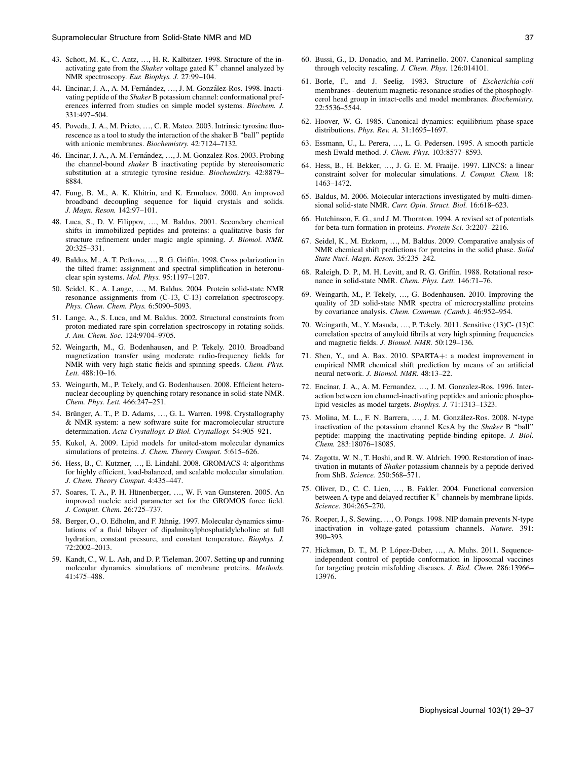43. Schott, M. K., C. Antz, …, H. R. Kalbitzer. 1998. Structure of the inactivating gate from the *Shaker* voltage gated $K^+$ channel analyzed by NMR spectroscopy. *Eur. Biophys. J.* 27:99–104.

44. Encinar, J. A., A. M. Fernández, …, J. M. González-Ros. 1998. Inactivating peptide of the *Shaker* B potassium channel: conformational preferences inferred from studies on simple model systems. *Biochem. J.* 331:497–504.

45. Poveda, J. A., M. Prieto, …, C. R. Mateo. 2003. Intrinsic tyrosine fluorescence as a tool to study the interaction of the shaker B "ball" peptide with anionic membranes. *Biochemistry.* 42:7124–7132.

46. Encinar, J. A., A. M. Fernández, …, J. M. Gonzalez-Ros. 2003. Probing the channel-bound *shaker* B inactivating peptide by stereoisomeric substitution at a strategic tyrosine residue. *Biochemistry.* 42:8879–8884.

47. Fung, B. M., A. K. Khitrin, and K. Ermolaev. 2000. An improved broadband decoupling sequence for liquid crystals and solids. *J. Magn. Reson.* 142:97–101.

48. Luca, S., D. V. Filippov, …, M. Baldus. 2001. Secondary chemical shifts in immobilized peptides and proteins: a qualitative basis for structure refinement under magic angle spinning. *J. Biomol. NMR.* 20:325–331.

49. Baldus, M., A. T. Petkova, …, R. G. Griffin. 1998. Cross polarization in the tilted frame: assignment and spectral simplification in heteronuclear spin systems. *Mol. Phys.* 95:1197–1207.

50. Seidel, K., A. Lange, …, M. Baldus. 2004. Protein solid-state NMR resonance assignments from (C-13, C-13) correlation spectroscopy. *Phys. Chem. Chem. Phys.* 6:5090–5093.

51. Lange, A., S. Luca, and M. Baldus. 2002. Structural constraints from proton-mediated rare-spin correlation spectroscopy in rotating solids. *J. Am. Chem. Soc.* 124:9704–9705.

52. Weingarth, M., G. Bodenhausen, and P. Tekely. 2010. Broadband magnetization transfer using moderate radio-frequency fields for NMR with very high static fields and spinning speeds. *Chem. Phys. Lett.* 488:10–16.

53. Weingarth, M., P. Tekely, and G. Bodenhausen. 2008. Efficient heteronuclear decoupling by quenching rotary resonance in solid-state NMR. *Chem. Phys. Lett.* 466:247–251.

54. Brünger, A. T., P. D. Adams, …, G. L. Warren. 1998. Crystallography & NMR system: a new software suite for macromolecular structure determination. *Acta Crystallogr. D Biol. Crystallogr.* 54:905–921.

55. Kukol, A. 2009. Lipid models for united-atom molecular dynamics simulations of proteins. *J. Chem. Theory Comput.* 5:615–626.

56. Hess, B., C. Kutzner, …, E. Lindahl. 2008. GROMACS 4: algorithms for highly efficient, load-balanced, and scalable molecular simulation. *J. Chem. Theory Comput.* 4:435–447.

57. Soares, T. A., P. H. Hünenberger, …, W. F. van Gunsteren. 2005. An improved nucleic acid parameter set for the GROMOS force field. *J. Comput. Chem.* 26:725–737.

58. Berger, O., O. Edholm, and F. Jähnig. 1997. Molecular dynamics simulations of a fluid bilayer of dipalmitoylphosphatidylcholine at full hydration, constant pressure, and constant temperature. *Biophys. J.* 72:2002–2013.

59. Kandt, C., W. L. Ash, and D. P. Tieleman. 2007. Setting up and running molecular dynamics simulations of membrane proteins. *Methods.* 41:475–488.

60. Bussi, G., D. Donadio, and M. Parrinello. 2007. Canonical sampling through velocity rescaling. *J. Chem. Phys.* 126:014101.

61. Borle, F., and J. Seelig. 1983. Structure of *Escherichia-coli* membranes - deuterium magnetic-resonance studies of the phosphoglycerol head group in intact-cells and model membranes. *Biochemistry.* 22:5536–5544.

62. Hoover, W. G. 1985. Canonical dynamics: equilibrium phase-space distributions. *Phys. Rev. A.* 31:1695–1697.

63. Essmann, U., L. Perera, …, L. G. Pedersen. 1995. A smooth particle mesh Ewald method. *J. Chem. Phys.* 103:8577–8593.

64. Hess, B., H. Bekker, …, J. G. E. M. Fraaije. 1997. LINCS: a linear constraint solver for molecular simulations. *J. Comput. Chem.* 18: 1463–1472.

65. Baldus, M. 2006. Molecular interactions investigated by multi-dimensional solid-state NMR. *Curr. Opin. Struct. Biol.* 16:618–623.

66. Hutchinson, E. G., and J. M. Thornton. 1994. A revised set of potentials for beta-turn formation in proteins. *Protein Sci.* 3:2207–2216.

67. Seidel, K., M. Etzkorn, …, M. Baldus. 2009. Comparative analysis of NMR chemical shift predictions for proteins in the solid phase. *Solid State Nucl. Magn. Reson.* 35:235–242.

68. Raleigh, D. P., M. H. Levitt, and R. G. Griffin. 1988. Rotational resonance in solid-state NMR. *Chem. Phys. Lett.* 146:71–76.

69. Weingarth, M., P. Tekely, …, G. Bodenhausen. 2010. Improving the quality of 2D solid-state NMR spectra of microcrystalline proteins by covariance analysis. *Chem. Commun. (Camb.).* 46:952–954.

70. Weingarth, M., Y. Masuda, …, P. Tekely. 2011. Sensitive (13)C- (13)C correlation spectra of amyloid fibrils at very high spinning frequencies and magnetic fields. *J. Biomol. NMR.* 50:129–136.

71. Shen, Y., and A. Bax. 2010. SPARTA+: a modest improvement in empirical NMR chemical shift prediction by means of an artificial neural network. *J. Biomol. NMR.* 48:13–22.

72. Encinar, J. A., A. M. Fernandez, …, J. M. Gonzalez-Ros. 1996. Interaction between ion channel-inactivating peptides and anionic phospholipid vesicles as model targets. *Biophys. J.* 71:1313–1323.

73. Molina, M. L., F. N. Barrera, …, J. M. González-Ros. 2008. N-type inactivation of the potassium channel KcsA by the *Shaker* B "ball" peptide: mapping the inactivating peptide-binding epitope. *J. Biol. Chem.* 283:18076–18085.

74. Zagotta, W. N., T. Hoshi, and R. W. Aldrich. 1990. Restoration of inactivation in mutants of *Shaker* potassium channels by a peptide derived from ShB. *Science.* 250:568–571.

75. Oliver, D., C. C. Lien, …, B. Fakler. 2004. Functional conversion between A-type and delayed rectifier $K^+$ channels by membrane lipids. *Science.* 304:265–270.

76. Roeper, J., S. Sewing, …, O. Pongs. 1998. NIP domain prevents N-type inactivation in voltage-gated potassium channels. *Nature.* 391: 390–393.

77. Hickman, D. T., M. P. López-Deber, …, A. Muhs. 2011. Sequence-independent control of peptide conformation in liposomal vaccines for targeting protein misfolding diseases. *J. Biol. Chem.* 286:13966–13976.